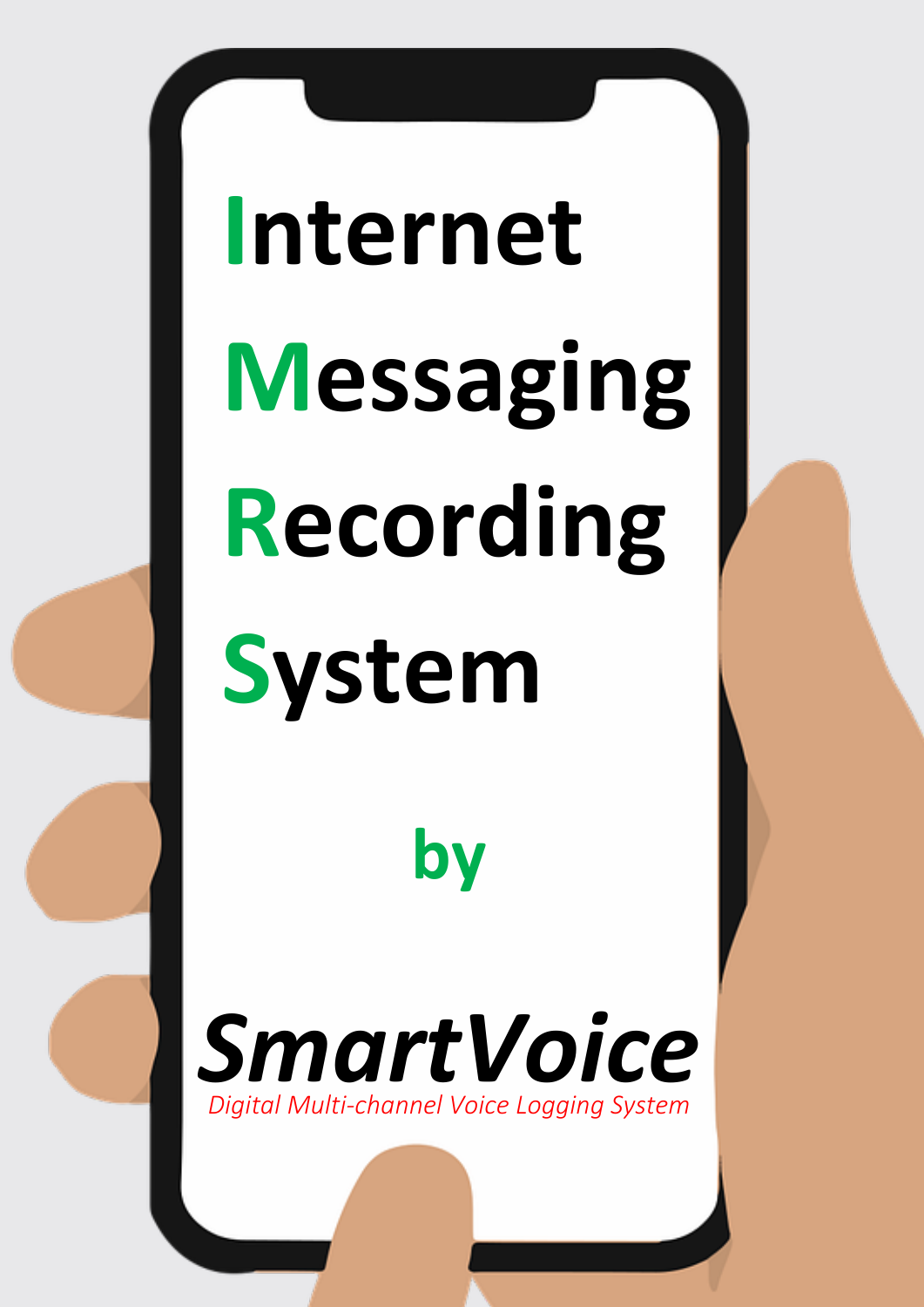# Internet Messaging Recording System

**by**

## *SmartVoice*

*Digital Multi-channel Voice Logging System*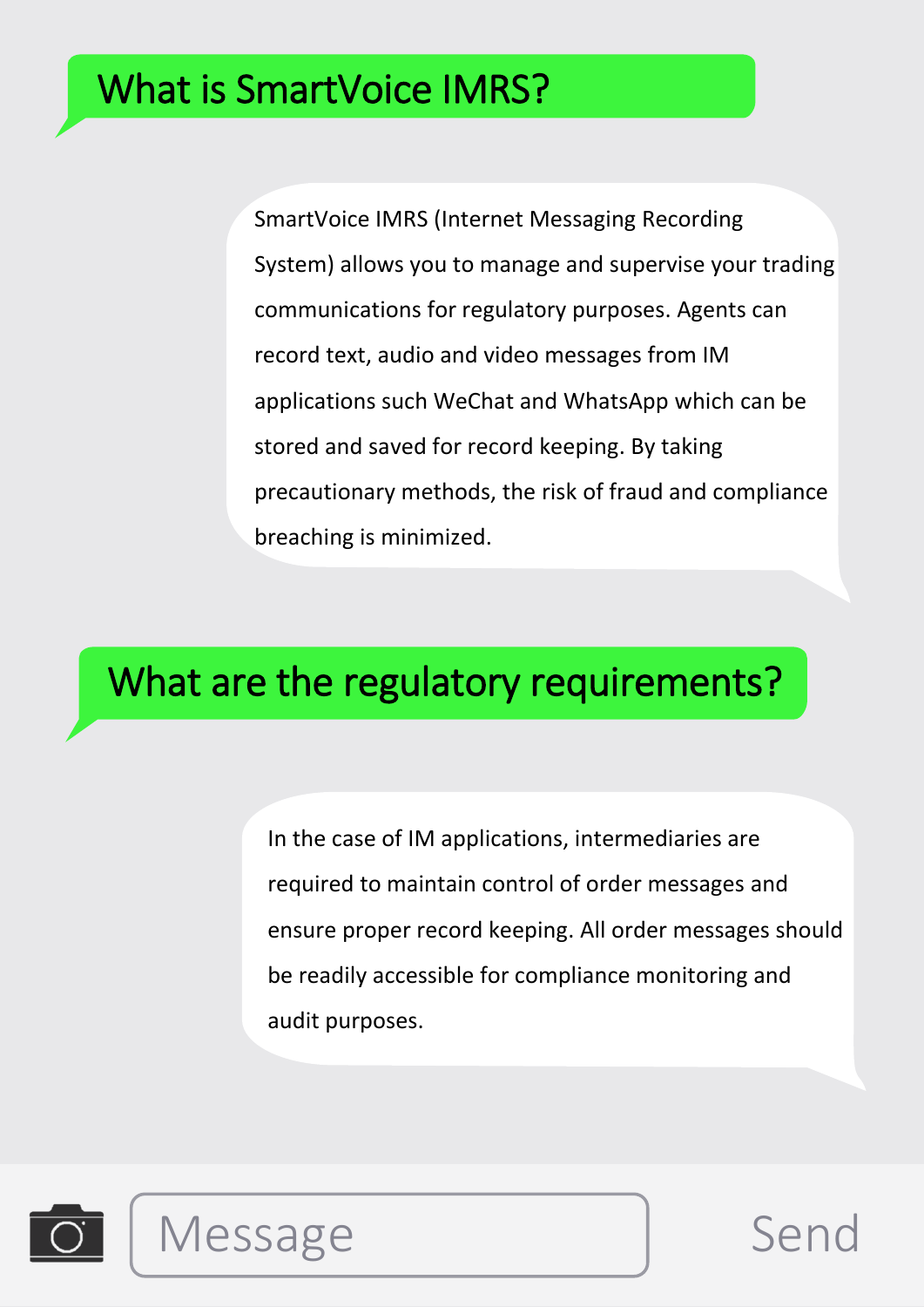## What is SmartVoice IMRS?

SmartVoice IMRS (Internet Messaging Recording System) allows you to manage and supervise your trading communications for regulatory purposes. Agents can record text, audio and video messages from IM applications such WeChat and WhatsApp which can be stored and saved for record keeping. By taking precautionary methods, the risk of fraud and compliance breaching is minimized.

## What are the regulatory requirements?

In the case of IM applications, intermediaries are required to maintain control of order messages and ensure proper record keeping. All order messages should be readily accessible for compliance monitoring and audit purposes.

Message

Send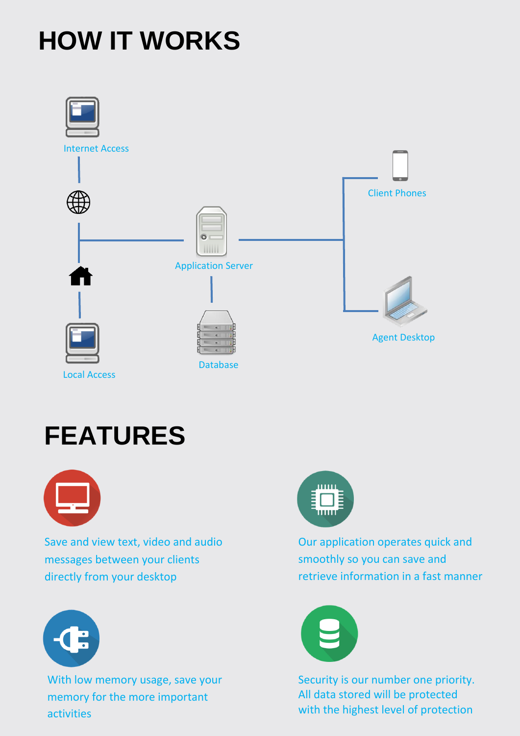# HOW IT WORKS

Internet Access

Application Server

Client Phones

Agent Desktop

Database

Local Access

# FEATURES

Save and view text, video and audio messages between your clients directly from your desktop

Our application operates quick and smoothly so you can save and retrieve information in a fast manner

With low memory usage, save your memory for the more important activities

Security is our number one priority. All data stored will be protected with the highest level of protection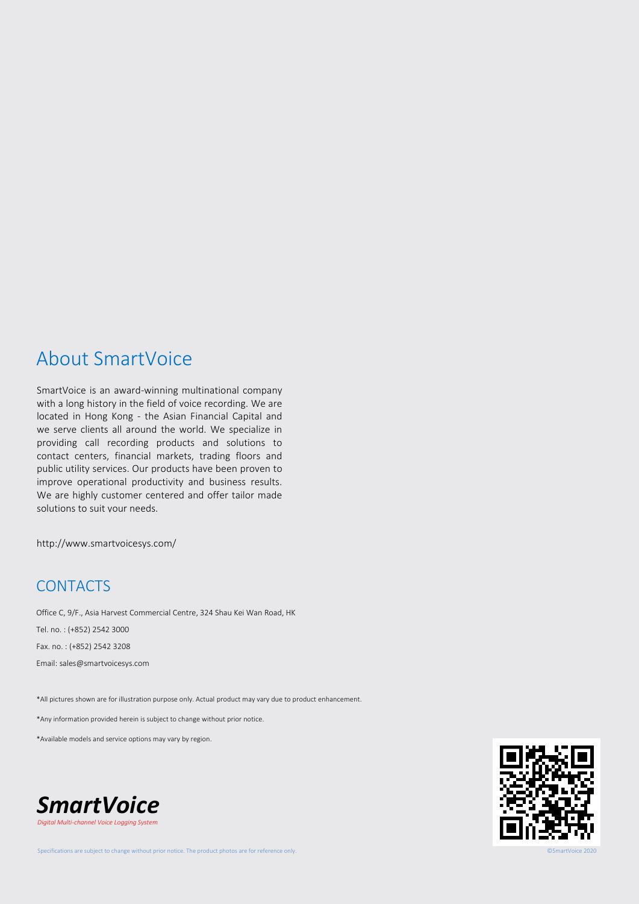## About SmartVoice

SmartVoice is an award-winning multinational company with a long history in the field of voice recording. We are located in Hong Kong - the Asian Financial Capital and we serve clients all around the world. We specialize in providing call recording products and solutions to contact centers, financial markets, trading floors and public utility services. Our products have been proven to improve operational productivity and business results. We are highly customer centered and offer tailor made solutions to suit your needs.

http://www.smartvoicesys.com/

## CONTACTS

Office C, 9/F., Asia Harvest Commercial Centre, 324 Shau Kei Wan Road, HK

Tel. no. : (+852) 2542 3000

Fax. no. : (+852) 2542 3208

Email: sales@smartvoicesys.com

*All pictures shown are for illustration purpose only. Actual product may vary due to product enhancement.

*Any information provided herein is subject to change without prior notice.

*Available models and service options may vary by region.

***SmartVoice***

*Digital Multi-channel Voice Logging System*

Specifications are subject to change without prior notice. The product photos are for reference only.

©SmartVoice 2020